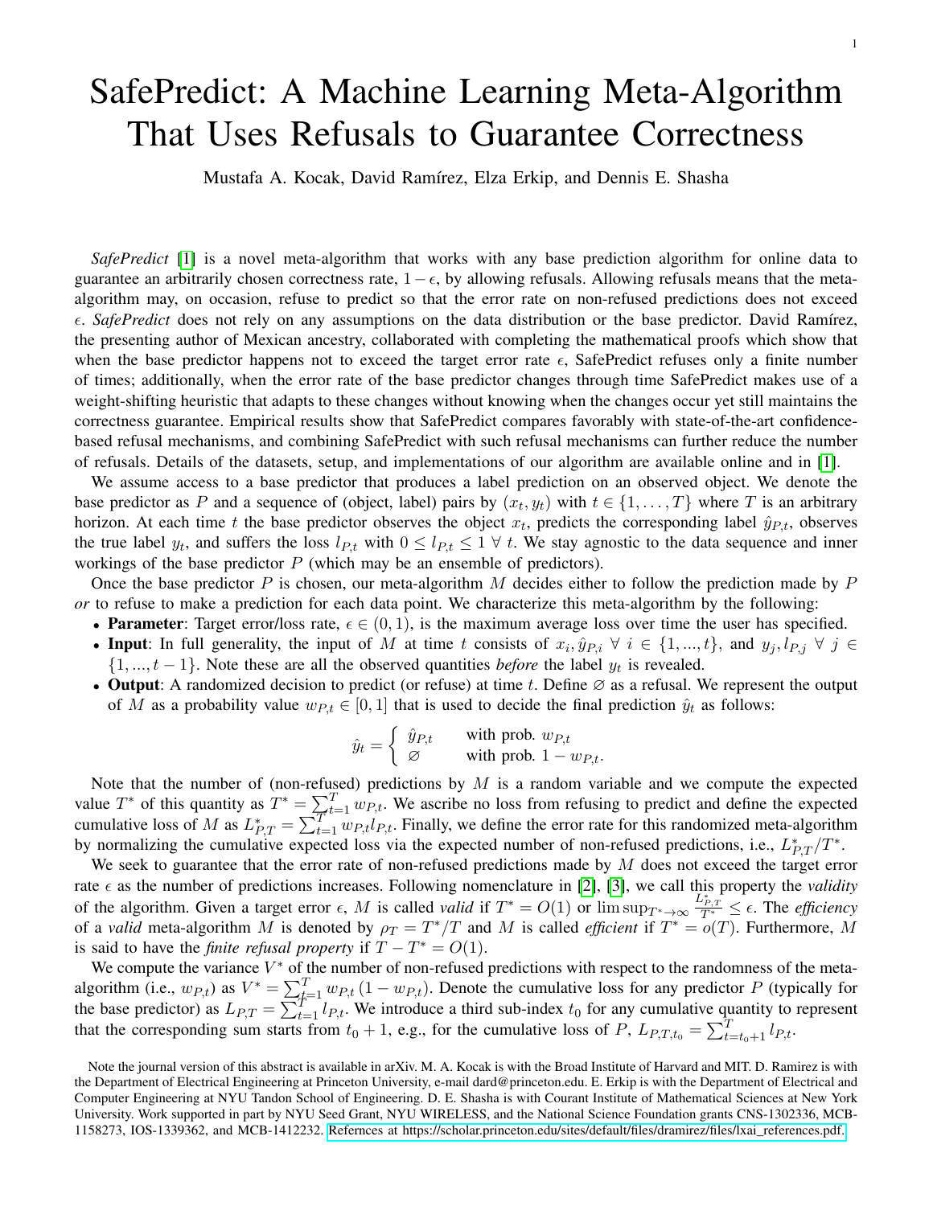# SafePredict: A Machine Learning Meta-Algorithm That Uses Refusals to Guarantee Correctness

Mustafa A. Kocak, David Ramírez, Elza Erkip, and Dennis E. Shasha

*SafePredict* [1] is a novel meta-algorithm that works with any base prediction algorithm for online data to guarantee an arbitrarily chosen correctness rate, $1-\epsilon$, by allowing refusals. Allowing refusals means that the meta-algorithm may, on occasion, refuse to predict so that the error rate on non-refused predictions does not exceed $\epsilon$. *SafePredict* does not rely on any assumptions on the data distribution or the base predictor. David Ramírez, the presenting author of Mexican ancestry, collaborated with completing the mathematical proofs which show that when the base predictor happens not to exceed the target error rate $\epsilon$, SafePredict refuses only a finite number of times; additionally, when the error rate of the base predictor changes through time SafePredict makes use of a weight-shifting heuristic that adapts to these changes without knowing when the changes occur yet still maintains the correctness guarantee. Empirical results show that SafePredict compares favorably with state-of-the-art confidence-based refusal mechanisms, and combining SafePredict with such refusal mechanisms can further reduce the number of refusals. Details of the datasets, setup, and implementations of our algorithm are available online and in [1].

We assume access to a base predictor that produces a label prediction on an observed object. We denote the base predictor as $P$ and a sequence of (object, label) pairs by $(x_t, y_t)$ with $t \in \{1, \ldots, T\}$ where $T$ is an arbitrary horizon. At each time $t$ the base predictor observes the object $x_t$, predicts the corresponding label $\hat{y}_{P,t}$, observes the true label $y_t$, and suffers the loss $l_{P,t}$ with $0 \leq l_{P,t} \leq 1 \ \forall \ t$. We stay agnostic to the data sequence and inner workings of the base predictor $P$ (which may be an ensemble of predictors).

Once the base predictor $P$ is chosen, our meta-algorithm $M$ decides either to follow the prediction made by $P$ *or* to refuse to make a prediction for each data point. We characterize this meta-algorithm by the following:

- **Parameter**: Target error/loss rate, $\epsilon \in (0, 1)$, is the maximum average loss over time the user has specified.
- **Input**: In full generality, the input of $M$ at time $t$ consists of $x_i, \hat{y}_{P,i} \ \forall \ i \in \{1, ..., t\}$, and $y_j, l_{P,j} \ \forall \ j \in \{1, ..., t-1\}$. Note these are all the observed quantities *before* the label $y_t$ is revealed.
- **Output**: A randomized decision to predict (or refuse) at time $t$. Define $\varnothing$ as a refusal. We represent the output of $M$ as a probability value $w_{P,t} \in [0, 1]$ that is used to decide the final prediction $\hat{y}_t$ as follows:

$$\hat{y}_t = \begin{cases} \hat{y}_{P,t} & \text{with prob. } w_{P,t} \\ \varnothing & \text{with prob. } 1 - w_{P,t}. \end{cases}$$

Note that the number of (non-refused) predictions by $M$ is a random variable and we compute the expected value $T^*$ of this quantity as $T^* = \sum_{t=1}^{T} w_{P,t}$. We ascribe no loss from refusing to predict and define the expected cumulative loss of $M$ as $L^*_{P,T} = \sum_{t=1}^{T} w_{P,t} l_{P,t}$. Finally, we define the error rate for this randomized meta-algorithm by normalizing the cumulative expected loss via the expected number of non-refused predictions, i.e., $L^*_{P,T}/T^*$.

We seek to guarantee that the error rate of non-refused predictions made by $M$ does not exceed the target error rate $\epsilon$ as the number of predictions increases. Following nomenclature in [2], [3], we call this property the *validity* of the algorithm. Given a target error $\epsilon$, $M$ is called *valid* if $T^* = O(1)$ or $\limsup_{T^* \to \infty} \frac{L^*_{P,T}}{T^*} \leq \epsilon$. The *efficiency* of a *valid* meta-algorithm $M$ is denoted by $\rho_T = T^*/T$ and $M$ is called *efficient* if $T^* = o(T)$. Furthermore, $M$ is said to have the *finite refusal property* if $T - T^* = O(1)$.

We compute the variance $V^*$ of the number of non-refused predictions with respect to the randomness of the meta-algorithm (i.e., $w_{P,t}$) as $V^* = \sum_{t=1}^{T} w_{P,t} (1 - w_{P,t})$. Denote the cumulative loss for any predictor $P$ (typically for the base predictor) as $L_{P,T} = \sum_{t=1}^{T} l_{P,t}$. We introduce a third sub-index $t_0$ for any cumulative quantity to represent that the corresponding sum starts from $t_0 + 1$, e.g., for the cumulative loss of $P$, $L_{P,T,t_0} = \sum_{t=t_0+1}^{T} l_{P,t}$.

Note the journal version of this abstract is available in arXiv. M. A. Kocak is with the Broad Institute of Harvard and MIT. D. Ramirez is with the Department of Electrical Engineering at Princeton University, e-mail dard@princeton.edu. E. Erkip is with the Department of Electrical and Computer Engineering at NYU Tandon School of Engineering. D. E. Shasha is with Courant Institute of Mathematical Sciences at New York University. Work supported in part by NYU Seed Grant, NYU WIRELESS, and the National Science Foundation grants CNS-1302336, MCB-1158273, IOS-1339362, and MCB-1412232. Refernces at https://scholar.princeton.edu/sites/default/files/dramirez/files/lxai_references.pdf.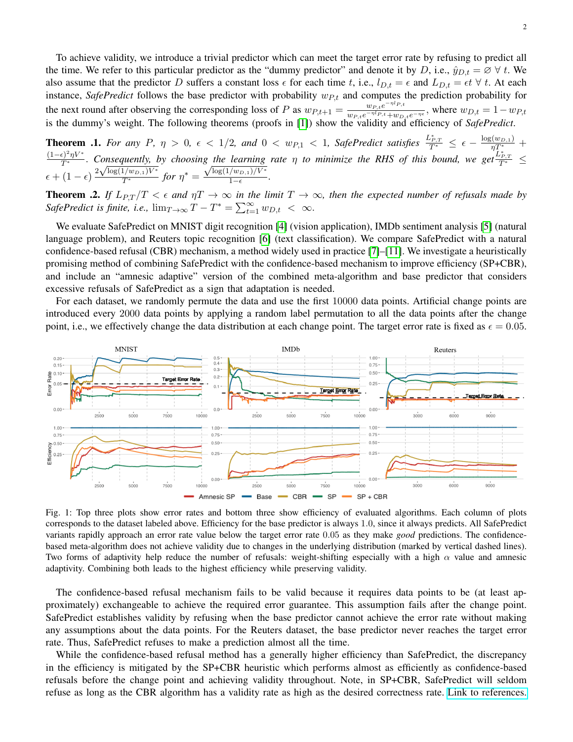To achieve validity, we introduce a trivial predictor which can meet the target error rate by refusing to predict all the time. We refer to this particular predictor as the "dummy predictor" and denote it by $D$, i.e., $\hat{y}_{D,t} = \varnothing \; \forall \; t$. We also assume that the predictor $D$ suffers a constant loss $\epsilon$ for each time $t$, i.e., $l_{D,t} = \epsilon$ and $L_{D,t} = \epsilon t \; \forall \; t$. At each instance, *SafePredict* follows the base predictor with probability $w_{P,t}$ and computes the prediction probability for the next round after observing the corresponding loss of $P$ as $w_{P,t+1} = \frac{w_{P,t} e^{-\eta l_{P,t}}}{w_{P,t} e^{-\eta l_{P,t}} + w_{D,t} e^{-\eta \epsilon}}$, where $w_{D,t} = 1 - w_{P,t}$ is the dummy's weight. The following theorems (proofs in [1]) show the validity and efficiency of *SafePredict*.

**Theorem .1.** *For any $P$, $\eta > 0$, $\epsilon < 1/2$, and $0 < w_{P,1} < 1$, SafePredict satisfies $\frac{L^*_{P,T}}{T^*} \leq \epsilon - \frac{\log(w_{D,1})}{\eta T^*} + \frac{(1-\epsilon)^2 \eta V^*}{T^*}$. Consequently, by choosing the learning rate $\eta$ to minimize the RHS of this bound, we get $\frac{L^*_{P,T}}{T^*} \leq \epsilon + (1-\epsilon)\frac{2\sqrt{\log(1/w_{D,1})V^*}}{T^*}$ for $\eta^* = \frac{\sqrt{\log(1/w_{D,1})/V^*}}{1-\epsilon}$.*

**Theorem .2.** *If $L_{P,T}/T < \epsilon$ and $\eta T \to \infty$ in the limit $T \to \infty$, then the expected number of refusals made by SafePredict is finite, i.e., $\lim_{T\to\infty} T - T^* = \sum_{t=1}^{\infty} w_{D,t} < \infty$.*

We evaluate SafePredict on MNIST digit recognition [4] (vision application), IMDb sentiment analysis [5] (natural language problem), and Reuters topic recognition [6] (text classification). We compare SafePredict with a natural confidence-based refusal (CBR) mechanism, a method widely used in practice [7]–[11]. We investigate a heuristically promising method of combining SafePredict with the confidence-based mechanism to improve efficiency (SP+CBR), and include an "amnesic adaptive" version of the combined meta-algorithm and base predictor that considers excessive refusals of SafePredict as a sign that adaptation is needed.

For each dataset, we randomly permute the data and use the first 10000 data points. Artificial change points are introduced every 2000 data points by applying a random label permutation to all the data points after the change point, i.e., we effectively change the data distribution at each change point. The target error rate is fixed as $\epsilon = 0.05$.

Fig. 1: Top three plots show error rates and bottom three show efficiency of evaluated algorithms. Each column of plots corresponds to the dataset labeled above. Efficiency for the base predictor is always 1.0, since it always predicts. All SafePredict variants rapidly approach an error rate value below the target error rate 0.05 as they make *good* predictions. The confidence-based meta-algorithm does not achieve validity due to changes in the underlying distribution (marked by vertical dashed lines). Two forms of adaptivity help reduce the number of refusals: weight-shifting especially with a high $\alpha$ value and amnesic adaptivity. Combining both leads to the highest efficiency while preserving validity.

The confidence-based refusal mechanism fails to be valid because it requires data points to be (at least approximately) exchangeable to achieve the required error guarantee. This assumption fails after the change point. SafePredict establishes validity by refusing when the base predictor cannot achieve the error rate without making any assumptions about the data points. For the Reuters dataset, the base predictor never reaches the target error rate. Thus, SafePredict refuses to make a prediction almost all the time.

While the confidence-based refusal method has a generally higher efficiency than SafePredict, the discrepancy in the efficiency is mitigated by the SP+CBR heuristic which performs almost as efficiently as confidence-based refusals before the change point and achieving validity throughout. Note, in SP+CBR, SafePredict will seldom refuse as long as the CBR algorithm has a validity rate as high as the desired correctness rate. Link to references.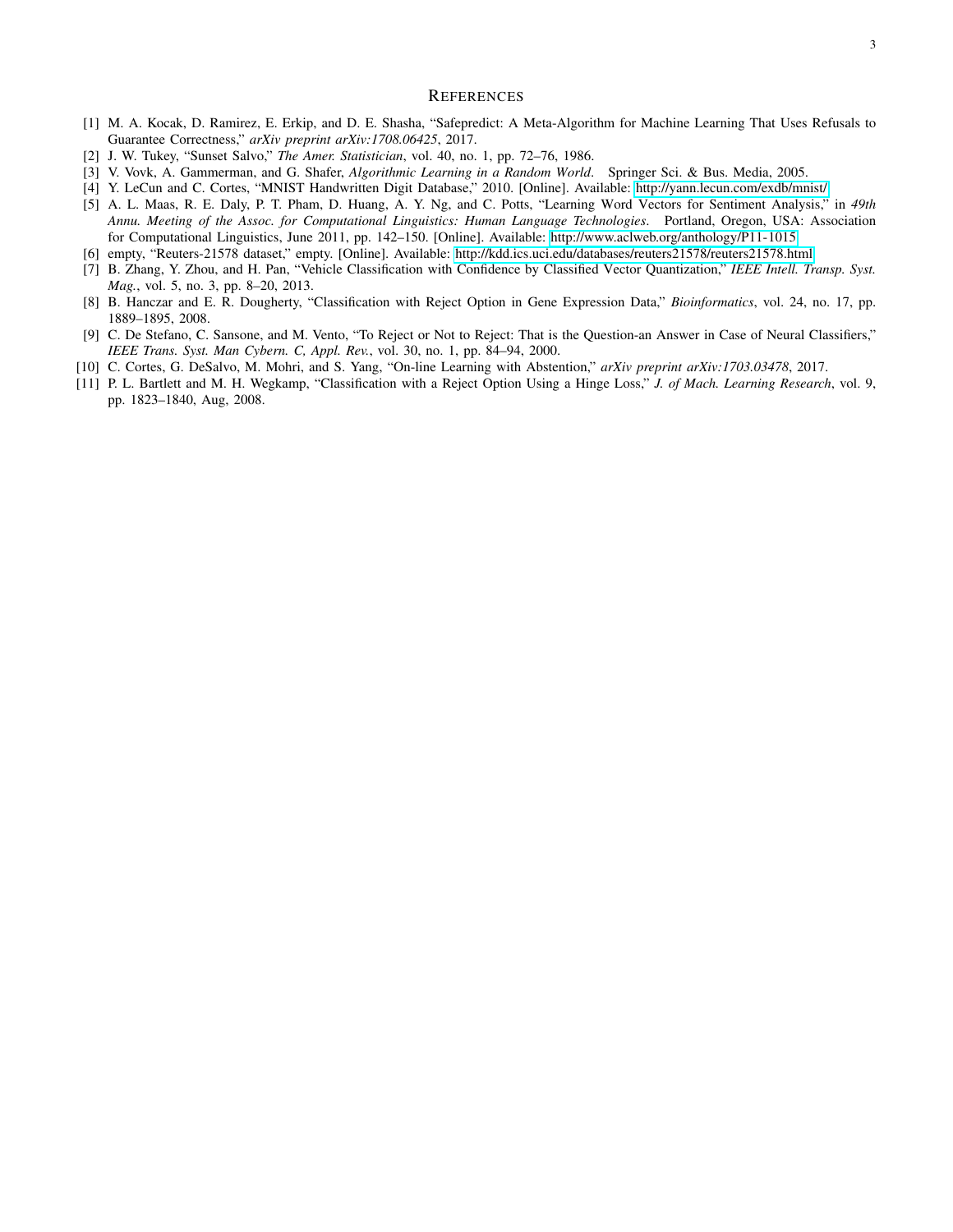## References

[1] M. A. Kocak, D. Ramirez, E. Erkip, and D. E. Shasha, "Safepredict: A Meta-Algorithm for Machine Learning That Uses Refusals to Guarantee Correctness," *arXiv preprint arXiv:1708.06425*, 2017.

[2] J. W. Tukey, "Sunset Salvo," *The Amer. Statistician*, vol. 40, no. 1, pp. 72–76, 1986.

[3] V. Vovk, A. Gammerman, and G. Shafer, *Algorithmic Learning in a Random World*. Springer Sci. & Bus. Media, 2005.

[4] Y. LeCun and C. Cortes, "MNIST Handwritten Digit Database," 2010. [Online]. Available: http://yann.lecun.com/exdb/mnist/

[5] A. L. Maas, R. E. Daly, P. T. Pham, D. Huang, A. Y. Ng, and C. Potts, "Learning Word Vectors for Sentiment Analysis," in *49th Annu. Meeting of the Assoc. for Computational Linguistics: Human Language Technologies*. Portland, Oregon, USA: Association for Computational Linguistics, June 2011, pp. 142–150. [Online]. Available: http://www.aclweb.org/anthology/P11-1015

[6] empty, "Reuters-21578 dataset," empty. [Online]. Available: http://kdd.ics.uci.edu/databases/reuters21578/reuters21578.html

[7] B. Zhang, Y. Zhou, and H. Pan, "Vehicle Classification with Confidence by Classified Vector Quantization," *IEEE Intell. Transp. Syst. Mag.*, vol. 5, no. 3, pp. 8–20, 2013.

[8] B. Hanczar and E. R. Dougherty, "Classification with Reject Option in Gene Expression Data," *Bioinformatics*, vol. 24, no. 17, pp. 1889–1895, 2008.

[9] C. De Stefano, C. Sansone, and M. Vento, "To Reject or Not to Reject: That is the Question-an Answer in Case of Neural Classifiers," *IEEE Trans. Syst. Man Cybern. C, Appl. Rev.*, vol. 30, no. 1, pp. 84–94, 2000.

[10] C. Cortes, G. DeSalvo, M. Mohri, and S. Yang, "On-line Learning with Abstention," *arXiv preprint arXiv:1703.03478*, 2017.

[11] P. L. Bartlett and M. H. Wegkamp, "Classification with a Reject Option Using a Hinge Loss," *J. of Mach. Learning Research*, vol. 9, pp. 1823–1840, Aug, 2008.